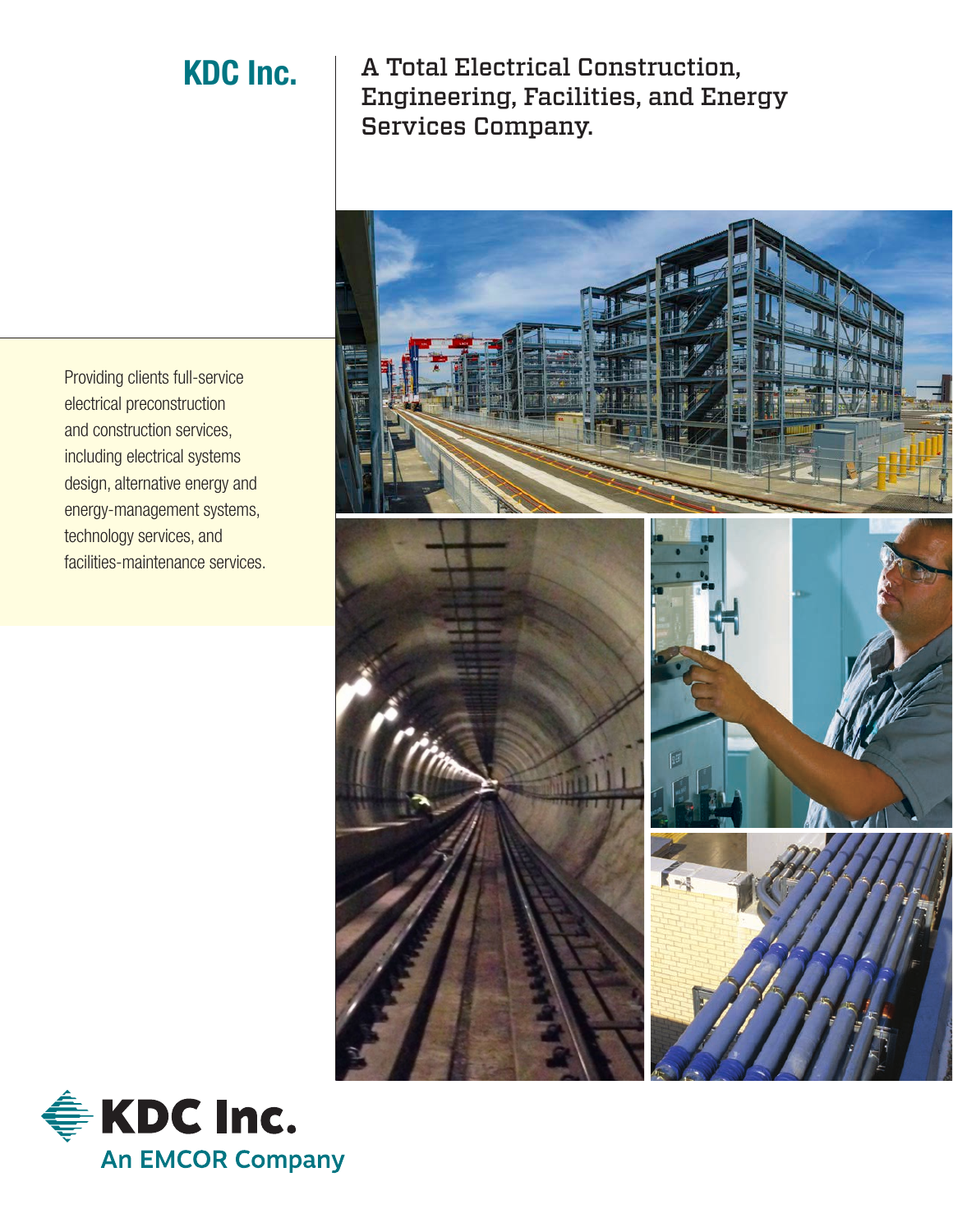# KDC Inc.

## A Total Electrical Construction, Engineering, Facilities, and Energy Services Company.

Providing clients full-service electrical preconstruction and construction services, including electrical systems design, alternative energy and energy-management systems, technology services, and facilities-maintenance services.

**KDC Inc.**
An EMCOR Company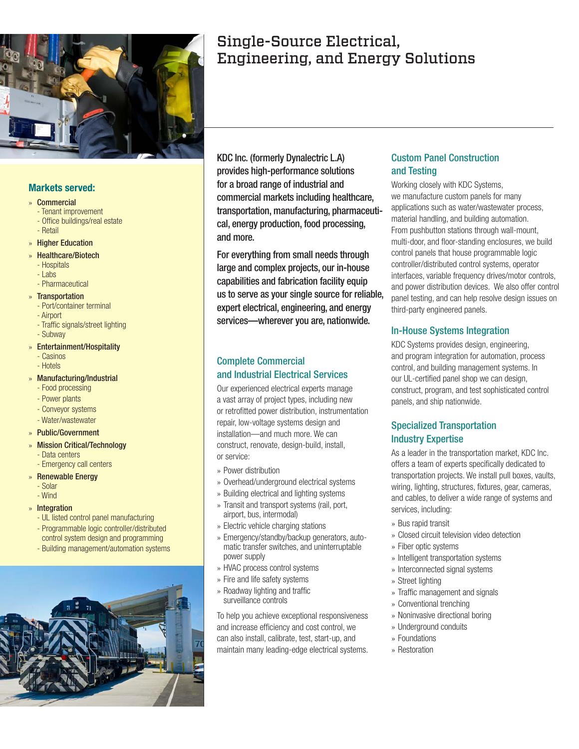# Single-Source Electrical, Engineering, and Energy Solutions

## Markets served:

- **Commercial**
  - Tenant improvement
  - Office buildings/real estate
  - Retail
- **Higher Education**
- **Healthcare/Biotech**
  - Hospitals
  - Labs
  - Pharmaceutical
- **Transportation**
  - Port/container terminal
  - Airport
  - Traffic signals/street lighting
  - Subway
- **Entertainment/Hospitality**
  - Casinos
  - Hotels
- **Manufacturing/Industrial**
  - Food processing
  - Power plants
  - Conveyor systems
  - Water/wastewater
- **Public/Government**
- **Mission Critical/Technology**
  - Data centers
  - Emergency call centers
- **Renewable Energy**
  - Solar
  - Wind
- **Integration**
  - UL listed control panel manufacturing
  - Programmable logic controller/distributed control system design and programming
  - Building management/automation systems

KDC Inc. (formerly Dynalectric L.A) provides high-performance solutions for a broad range of industrial and commercial markets including healthcare, transportation, manufacturing, pharmaceutical, energy production, food processing, and more.

For everything from small needs through large and complex projects, our in-house capabilities and fabrication facility equip us to serve as your single source for reliable, expert electrical, engineering, and energy services—wherever you are, nationwide.

## Complete Commercial and Industrial Electrical Services

Our experienced electrical experts manage a vast array of project types, including new or retrofitted power distribution, instrumentation repair, low-voltage systems design and installation—and much more. We can construct, renovate, design-build, install, or service:

- Power distribution
- Overhead/underground electrical systems
- Building electrical and lighting systems
- Transit and transport systems (rail, port, airport, bus, intermodal)
- Electric vehicle charging stations
- Emergency/standby/backup generators, automatic transfer switches, and uninterruptable power supply
- HVAC process control systems
- Fire and life safety systems
- Roadway lighting and traffic surveillance controls

To help you achieve exceptional responsiveness and increase efficiency and cost control, we can also install, calibrate, test, start-up, and maintain many leading-edge electrical systems.

## Custom Panel Construction and Testing

Working closely with KDC Systems, we manufacture custom panels for many applications such as water/wastewater process, material handling, and building automation. From pushbutton stations through wall-mount, multi-door, and floor-standing enclosures, we build control panels that house programmable logic controller/distributed control systems, operator interfaces, variable frequency drives/motor controls, and power distribution devices. We also offer control panel testing, and can help resolve design issues on third-party engineered panels.

## In-House Systems Integration

KDC Systems provides design, engineering, and program integration for automation, process control, and building management systems. In our UL-certified panel shop we can design, construct, program, and test sophisticated control panels, and ship nationwide.

## Specialized Transportation Industry Expertise

As a leader in the transportation market, KDC Inc. offers a team of experts specifically dedicated to transportation projects. We install pull boxes, vaults, wiring, lighting, structures, fixtures, gear, cameras, and cables, to deliver a wide range of systems and services, including:

- Bus rapid transit
- Closed circuit television video detection
- Fiber optic systems
- Intelligent transportation systems
- Interconnected signal systems
- Street lighting
- Traffic management and signals
- Conventional trenching
- Noninvasive directional boring
- Underground conduits
- Foundations
- Restoration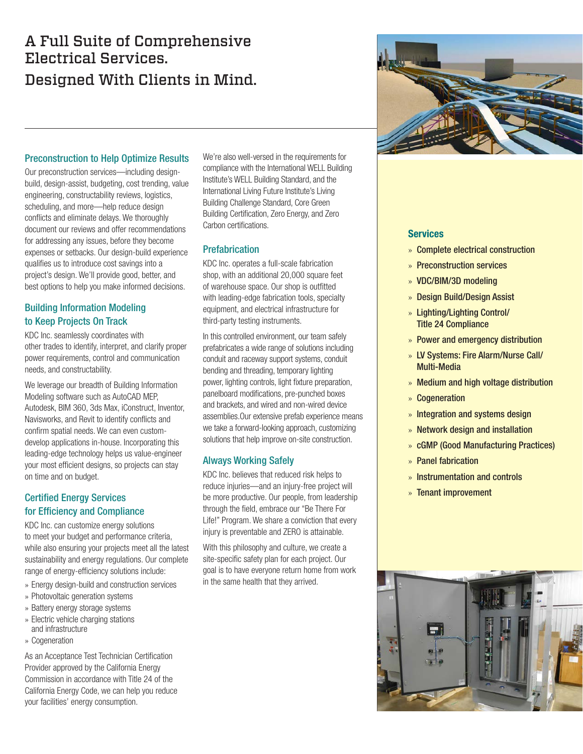# A Full Suite of Comprehensive Electrical Services. Designed With Clients in Mind.

## Preconstruction to Help Optimize Results

Our preconstruction services—including design-build, design-assist, budgeting, cost trending, value engineering, constructability reviews, logistics, scheduling, and more—help reduce design conflicts and eliminate delays. We thoroughly document our reviews and offer recommendations for addressing any issues, before they become expenses or setbacks. Our design-build experience qualifies us to introduce cost savings into a project's design. We'll provide good, better, and best options to help you make informed decisions.

## Building Information Modeling to Keep Projects On Track

KDC Inc. seamlessly coordinates with other trades to identify, interpret, and clarify proper power requirements, control and communication needs, and constructability.

We leverage our breadth of Building Information Modeling software such as AutoCAD MEP, Autodesk, BIM 360, 3ds Max, iConstruct, Inventor, Navisworks, and Revit to identify conflicts and confirm spatial needs. We can even custom-develop applications in-house. Incorporating this leading-edge technology helps us value-engineer your most efficient designs, so projects can stay on time and on budget.

## Certified Energy Services for Efficiency and Compliance

KDC Inc. can customize energy solutions to meet your budget and performance criteria, while also ensuring your projects meet all the latest sustainability and energy regulations. Our complete range of energy-efficiency solutions include:

- Energy design-build and construction services
- Photovoltaic generation systems
- Battery energy storage systems
- Electric vehicle charging stations and infrastructure
- Cogeneration

As an Acceptance Test Technician Certification Provider approved by the California Energy Commission in accordance with Title 24 of the California Energy Code, we can help you reduce your facilities' energy consumption.

We're also well-versed in the requirements for compliance with the International WELL Building Institute's WELL Building Standard, and the International Living Future Institute's Living Building Challenge Standard, Core Green Building Certification, Zero Energy, and Zero Carbon certifications.

## Prefabrication

KDC Inc. operates a full-scale fabrication shop, with an additional 20,000 square feet of warehouse space. Our shop is outfitted with leading-edge fabrication tools, specialty equipment, and electrical infrastructure for third-party testing instruments.

In this controlled environment, our team safely prefabricates a wide range of solutions including conduit and raceway support systems, conduit bending and threading, temporary lighting power, lighting controls, light fixture preparation, panelboard modifications, pre-punched boxes and brackets, and wired and non-wired device assemblies.Our extensive prefab experience means we take a forward-looking approach, customizing solutions that help improve on-site construction.

## Always Working Safely

KDC Inc. believes that reduced risk helps to reduce injuries—and an injury-free project will be more productive. Our people, from leadership through the field, embrace our "Be There For Life!" Program. We share a conviction that every injury is preventable and ZERO is attainable.

With this philosophy and culture, we create a site-specific safety plan for each project. Our goal is to have everyone return home from work in the same health that they arrived.

## Services

- Complete electrical construction
- Preconstruction services
- VDC/BIM/3D modeling
- Design Build/Design Assist
- Lighting/Lighting Control/ Title 24 Compliance
- Power and emergency distribution
- LV Systems: Fire Alarm/Nurse Call/ Multi-Media
- Medium and high voltage distribution
- Cogeneration
- Integration and systems design
- Network design and installation
- cGMP (Good Manufacturing Practices)
- Panel fabrication
- Instrumentation and controls
- Tenant improvement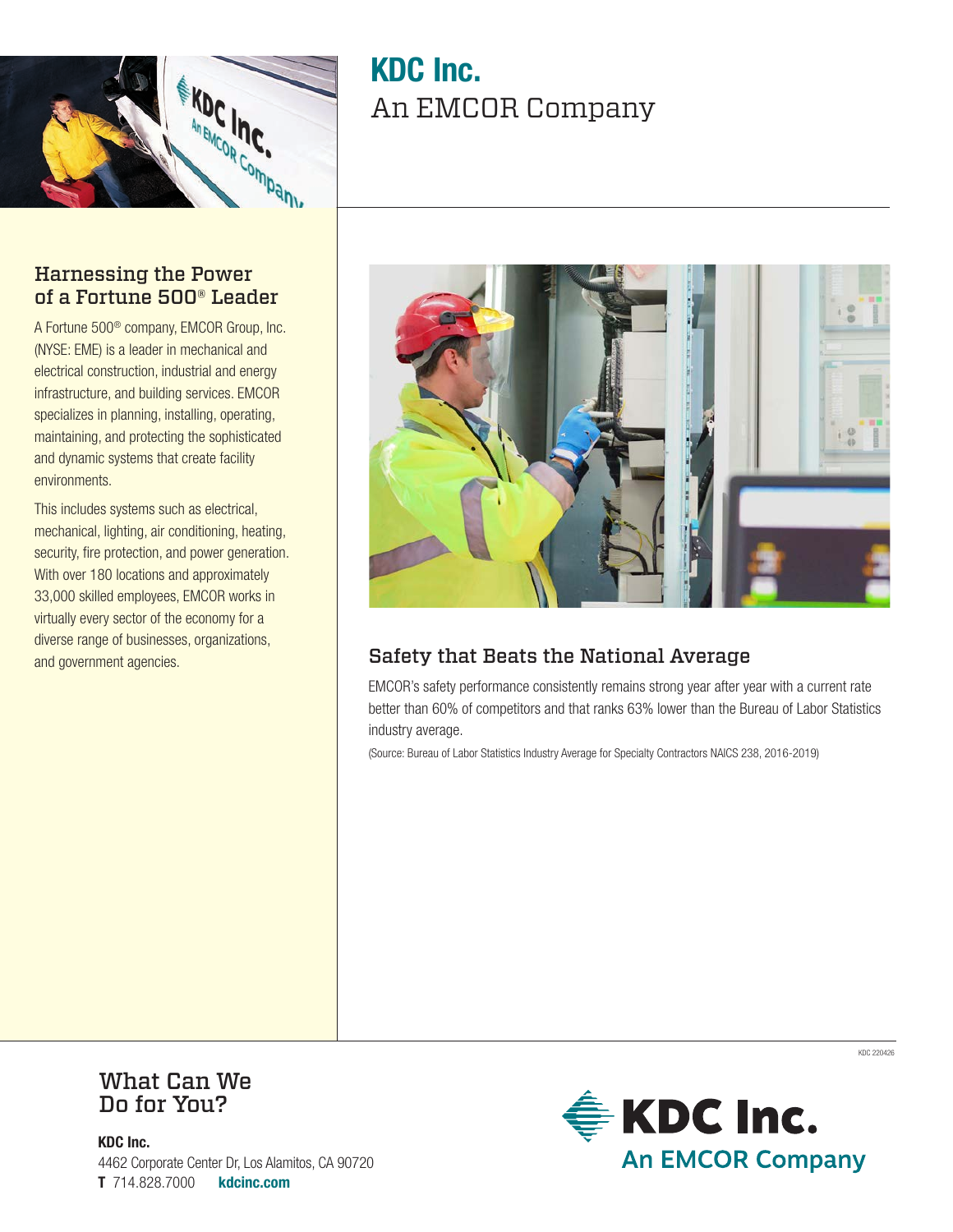# KDC Inc.

An EMCOR Company

## Harnessing the Power of a Fortune 500® Leader

A Fortune 500® company, EMCOR Group, Inc. (NYSE: EME) is a leader in mechanical and electrical construction, industrial and energy infrastructure, and building services. EMCOR specializes in planning, installing, operating, maintaining, and protecting the sophisticated and dynamic systems that create facility environments.

This includes systems such as electrical, mechanical, lighting, air conditioning, heating, security, fire protection, and power generation. With over 180 locations and approximately 33,000 skilled employees, EMCOR works in virtually every sector of the economy for a diverse range of businesses, organizations, and government agencies.

## Safety that Beats the National Average

EMCOR's safety performance consistently remains strong year after year with a current rate better than 60% of competitors and that ranks 63% lower than the Bureau of Labor Statistics industry average.

(Source: Bureau of Labor Statistics Industry Average for Specialty Contractors NAICS 238, 2016-2019)

KDC 220426

## What Can We Do for You?

**KDC Inc.**
4462 Corporate Center Dr, Los Alamitos, CA 90720
**T** 714.828.7000 **kdcinc.com**

KDC Inc.
An EMCOR Company